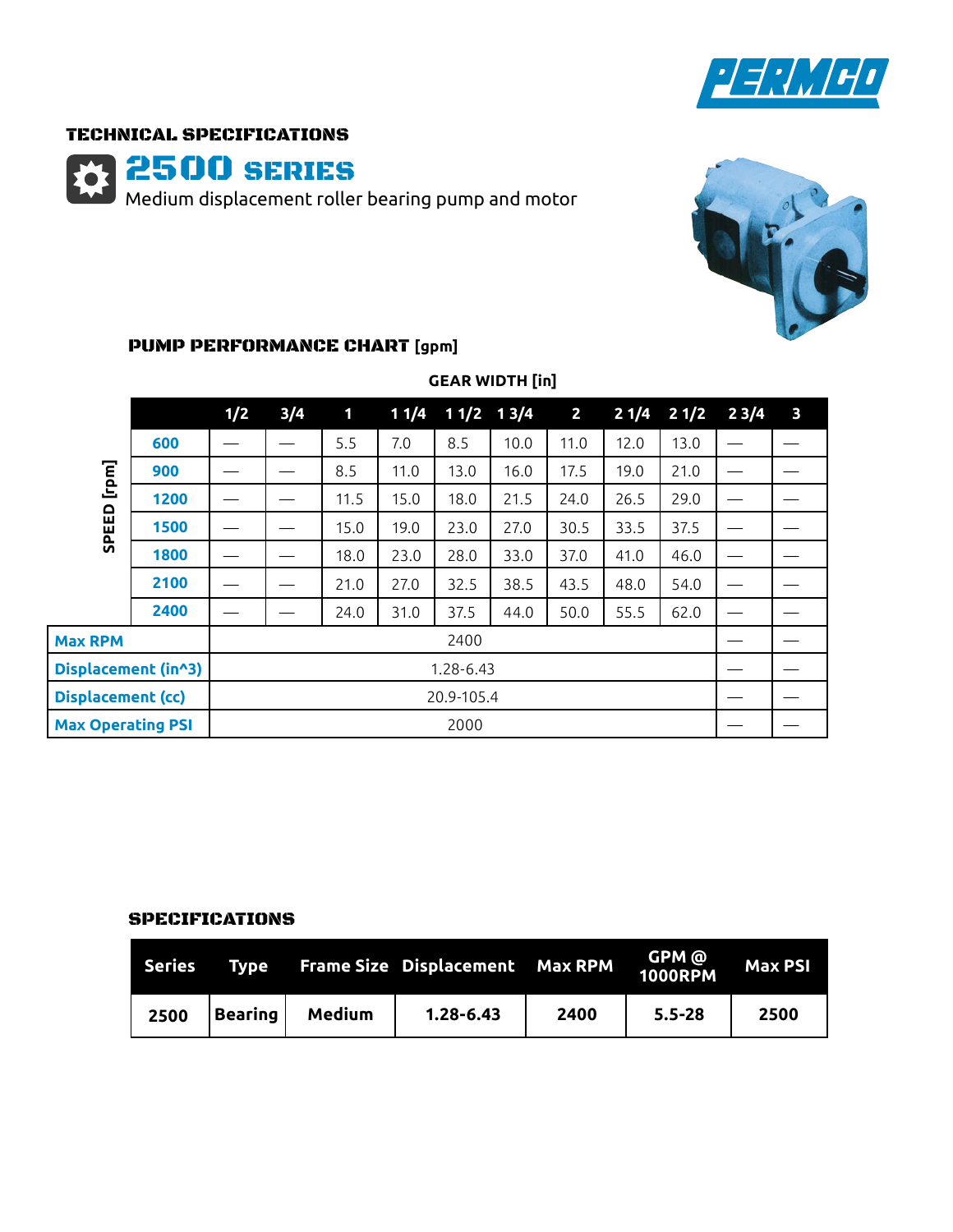PERMCO

## TECHNICAL SPECIFICATIONS

# 2500 SERIES

Medium displacement roller bearing pump and motor

### PUMP PERFORMANCE CHART [gpm]

GEAR WIDTH [in]

| SPEED [rpm] | 1/2 | 3/4 | 1 | 1 1/4 | 1 1/2 | 1 3/4 | 2 | 2 1/4 | 2 1/2 | 2 3/4 | 3 |
|---|---|---|---|---|---|---|---|---|---|---|---|
| 600 | — | — | 5.5 | 7.0 | 8.5 | 10.0 | 11.0 | 12.0 | 13.0 | — | — |
| 900 | — | — | 8.5 | 11.0 | 13.0 | 16.0 | 17.5 | 19.0 | 21.0 | — | — |
| 1200 | — | — | 11.5 | 15.0 | 18.0 | 21.5 | 24.0 | 26.5 | 29.0 | — | — |
| 1500 | — | — | 15.0 | 19.0 | 23.0 | 27.0 | 30.5 | 33.5 | 37.5 | — | — |
| 1800 | — | — | 18.0 | 23.0 | 28.0 | 33.0 | 37.0 | 41.0 | 46.0 | — | — |
| 2100 | — | — | 21.0 | 27.0 | 32.5 | 38.5 | 43.5 | 48.0 | 54.0 | — | — |
| 2400 | — | — | 24.0 | 31.0 | 37.5 | 44.0 | 50.0 | 55.5 | 62.0 | — | — |
| Max RPM | 2400 | | | | | | | | | — | — |
| Displacement (in^3) | 1.28-6.43 | | | | | | | | | — | — |
| Displacement (cc) | 20.9-105.4 | | | | | | | | | — | — |
| Max Operating PSI | 2000 | | | | | | | | | — | — |

### SPECIFICATIONS

| Series | Type | Frame Size | Displacement | Max RPM | GPM @ 1000RPM | Max PSI |
|---|---|---|---|---|---|---|
| 2500 | Bearing | Medium | 1.28-6.43 | 2400 | 5.5-28 | 2500 |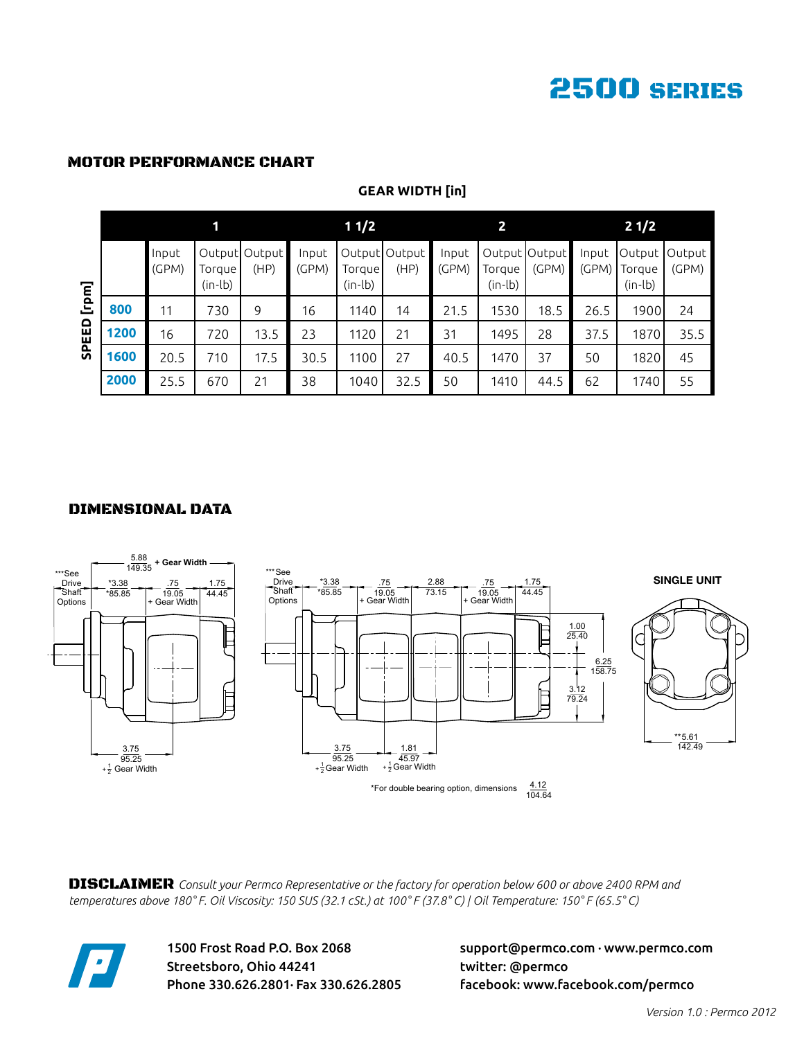# 2500 SERIES

## MOTOR PERFORMANCE CHART

**GEAR WIDTH [in]**

| SPEED [rpm] | 1 | | | 1 1/2 | | | 2 | | | 2 1/2 | | |
|---|---|---|---|---|---|---|---|---|---|---|---|---|
| | Input (GPM) | Output Torque (in-lb) | Output (HP) | Input (GPM) | Output Torque (in-lb) | Output (HP) | Input (GPM) | Output Torque (in-lb) | Output (GPM) | Input (GPM) | Output Torque (in-lb) | Output (GPM) |
| 800 | 11 | 730 | 9 | 16 | 1140 | 14 | 21.5 | 1530 | 18.5 | 26.5 | 1900 | 24 |
| 1200 | 16 | 720 | 13.5 | 23 | 1120 | 21 | 31 | 1495 | 28 | 37.5 | 1870 | 35.5 |
| 1600 | 20.5 | 710 | 17.5 | 30.5 | 1100 | 27 | 40.5 | 1470 | 37 | 50 | 1820 | 45 |
| 2000 | 25.5 | 670 | 21 | 38 | 1040 | 32.5 | 50 | 1410 | 44.5 | 62 | 1740 | 55 |

## DIMENSIONAL DATA

5.88 / 149.35 + Gear Width

***See Drive Shaft Options

*3.38 / *85.85

.75 / 19.05 + Gear Width

1.75 / 44.45

3.75 / 95.25 + ½ Gear Width

***See Drive Shaft Options

*3.38 / *85.85

.75 / 19.05 + Gear Width

2.88 / 73.15

.75 / 19.05 + Gear Width

1.75 / 44.45

1.00 / 25.40

6.25 / 158.75

3.12 / 79.24

3.75 / 95.25 + ½ Gear Width

1.81 / 45.97 + ½ Gear Width

*For double bearing option, dimensions 4.12 / 104.64

SINGLE UNIT

**5.61 / 142.49

**DISCLAIMER** *Consult your Permco Representative or the factory for operation below 600 or above 2400 RPM and temperatures above 180° F. Oil Viscosity: 150 SUS (32.1 cSt.) at 100° F (37.8° C) | Oil Temperature: 150° F (65.5° C)*

1500 Frost Road P.O. Box 2068
Streetsboro, Ohio 44241
Phone 330.626.2801· Fax 330.626.2805

support@permco.com · www.permco.com
twitter: @permco
facebook: www.facebook.com/permco

*Version 1.0 : Permco 2012*